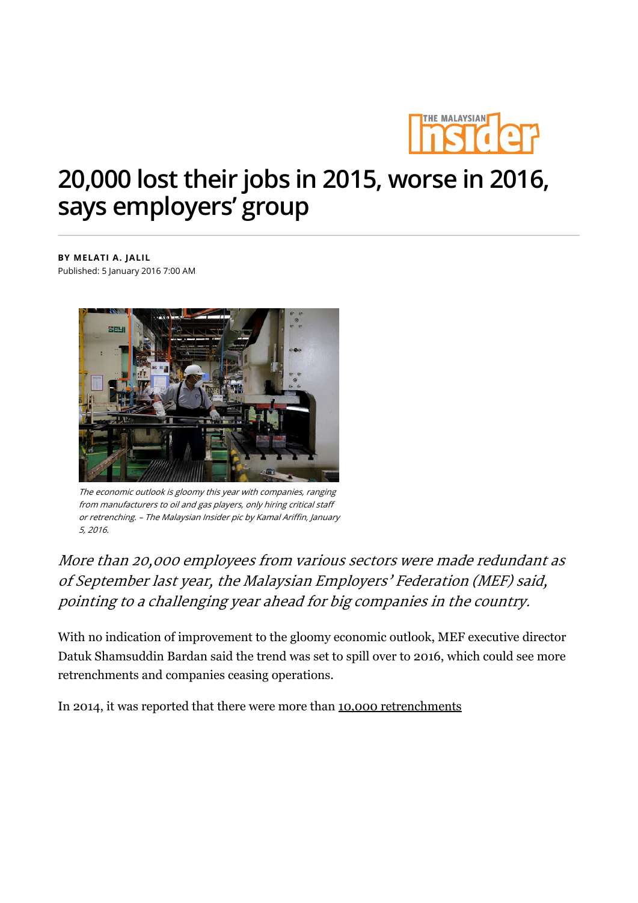# 20,000 lost their jobs in 2015, worse in 2016, says employers' group

**BY MELATI A. JALIL**
Published: 5 January 2016 7:00 AM

*The economic outlook is gloomy this year with companies, ranging from manufacturers to oil and gas players, only hiring critical staff or retrenching. – The Malaysian Insider pic by Kamal Ariffin, January 5, 2016.*

*More than 20,000 employees from various sectors were made redundant as of September last year, the Malaysian Employers' Federation (MEF) said, pointing to a challenging year ahead for big companies in the country.*

With no indication of improvement to the gloomy economic outlook, MEF executive director Datuk Shamsuddin Bardan said the trend was set to spill over to 2016, which could see more retrenchments and companies ceasing operations.

In 2014, it was reported that there were more than 10,000 retrenchments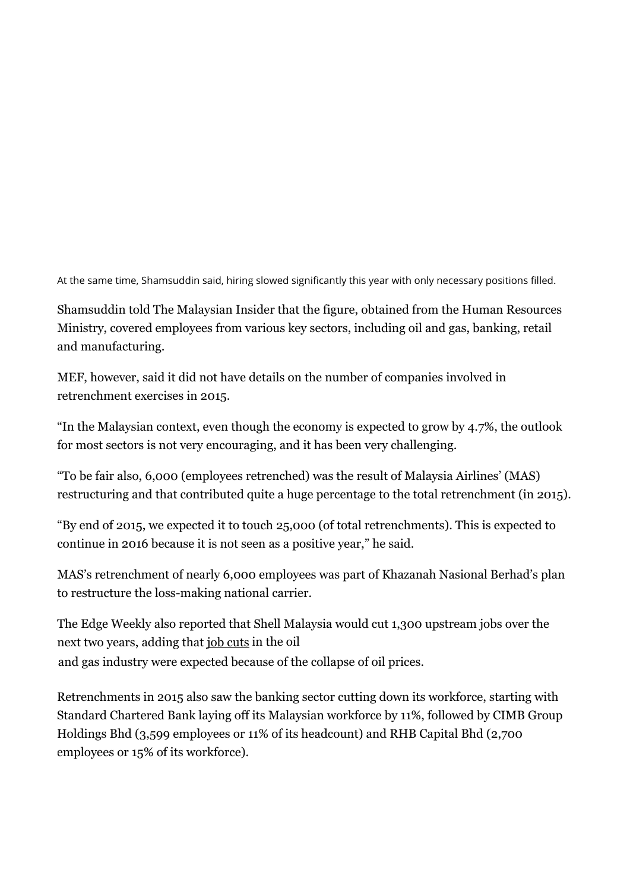At the same time, Shamsuddin said, hiring slowed significantly this year with only necessary positions filled.

Shamsuddin told The Malaysian Insider that the figure, obtained from the Human Resources Ministry, covered employees from various key sectors, including oil and gas, banking, retail and manufacturing.

MEF, however, said it did not have details on the number of companies involved in retrenchment exercises in 2015.

“In the Malaysian context, even though the economy is expected to grow by 4.7%, the outlook for most sectors is not very encouraging, and it has been very challenging.

“To be fair also, 6,000 (employees retrenched) was the result of Malaysia Airlines’ (MAS) restructuring and that contributed quite a huge percentage to the total retrenchment (in 2015).

“By end of 2015, we expected it to touch 25,000 (of total retrenchments). This is expected to continue in 2016 because it is not seen as a positive year,” he said.

MAS’s retrenchment of nearly 6,000 employees was part of Khazanah Nasional Berhad’s plan to restructure the loss-making national carrier.

The Edge Weekly also reported that Shell Malaysia would cut 1,300 upstream jobs over the next two years, adding that job cuts in the oil and gas industry were expected because of the collapse of oil prices.

Retrenchments in 2015 also saw the banking sector cutting down its workforce, starting with Standard Chartered Bank laying off its Malaysian workforce by 11%, followed by CIMB Group Holdings Bhd (3,599 employees or 11% of its headcount) and RHB Capital Bhd (2,700 employees or 15% of its workforce).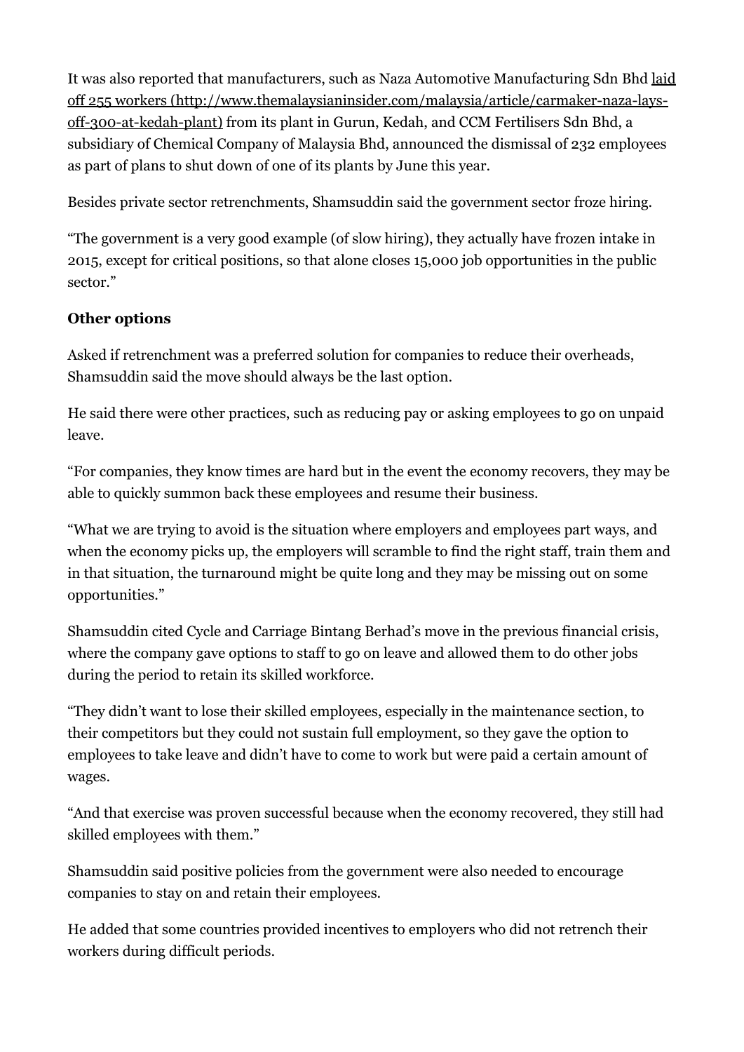It was also reported that manufacturers, such as Naza Automotive Manufacturing Sdn Bhd [laid off 255 workers (http://www.themalaysianinsider.com/malaysia/article/carmaker-naza-lays-off-300-at-kedah-plant)](http://www.themalaysianinsider.com/malaysia/article/carmaker-naza-lays-off-300-at-kedah-plant) from its plant in Gurun, Kedah, and CCM Fertilisers Sdn Bhd, a subsidiary of Chemical Company of Malaysia Bhd, announced the dismissal of 232 employees as part of plans to shut down of one of its plants by June this year.

Besides private sector retrenchments, Shamsuddin said the government sector froze hiring.

"The government is a very good example (of slow hiring), they actually have frozen intake in 2015, except for critical positions, so that alone closes 15,000 job opportunities in the public sector."

**Other options**

Asked if retrenchment was a preferred solution for companies to reduce their overheads, Shamsuddin said the move should always be the last option.

He said there were other practices, such as reducing pay or asking employees to go on unpaid leave.

"For companies, they know times are hard but in the event the economy recovers, they may be able to quickly summon back these employees and resume their business.

"What we are trying to avoid is the situation where employers and employees part ways, and when the economy picks up, the employers will scramble to find the right staff, train them and in that situation, the turnaround might be quite long and they may be missing out on some opportunities."

Shamsuddin cited Cycle and Carriage Bintang Berhad's move in the previous financial crisis, where the company gave options to staff to go on leave and allowed them to do other jobs during the period to retain its skilled workforce.

"They didn't want to lose their skilled employees, especially in the maintenance section, to their competitors but they could not sustain full employment, so they gave the option to employees to take leave and didn't have to come to work but were paid a certain amount of wages.

"And that exercise was proven successful because when the economy recovered, they still had skilled employees with them."

Shamsuddin said positive policies from the government were also needed to encourage companies to stay on and retain their employees.

He added that some countries provided incentives to employers who did not retrench their workers during difficult periods.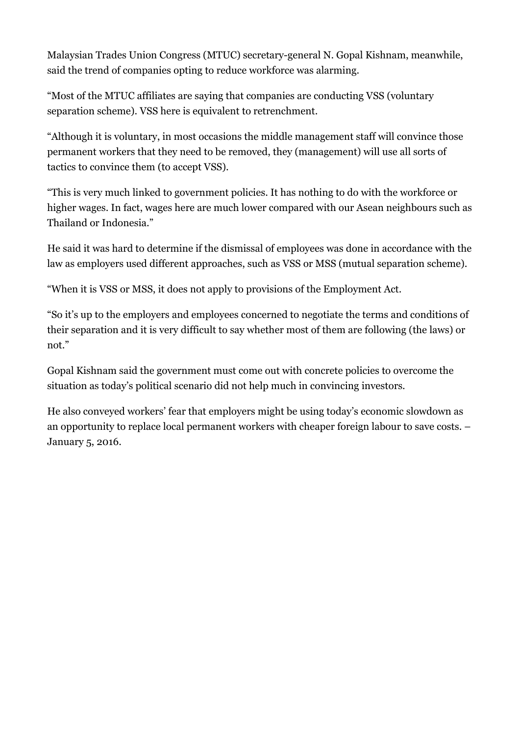Malaysian Trades Union Congress (MTUC) secretary-general N. Gopal Kishnam, meanwhile, said the trend of companies opting to reduce workforce was alarming.

"Most of the MTUC affiliates are saying that companies are conducting VSS (voluntary separation scheme). VSS here is equivalent to retrenchment.

"Although it is voluntary, in most occasions the middle management staff will convince those permanent workers that they need to be removed, they (management) will use all sorts of tactics to convince them (to accept VSS).

"This is very much linked to government policies. It has nothing to do with the workforce or higher wages. In fact, wages here are much lower compared with our Asean neighbours such as Thailand or Indonesia."

He said it was hard to determine if the dismissal of employees was done in accordance with the law as employers used different approaches, such as VSS or MSS (mutual separation scheme).

"When it is VSS or MSS, it does not apply to provisions of the Employment Act.

"So it's up to the employers and employees concerned to negotiate the terms and conditions of their separation and it is very difficult to say whether most of them are following (the laws) or not."

Gopal Kishnam said the government must come out with concrete policies to overcome the situation as today's political scenario did not help much in convincing investors.

He also conveyed workers' fear that employers might be using today's economic slowdown as an opportunity to replace local permanent workers with cheaper foreign labour to save costs. – January 5, 2016.